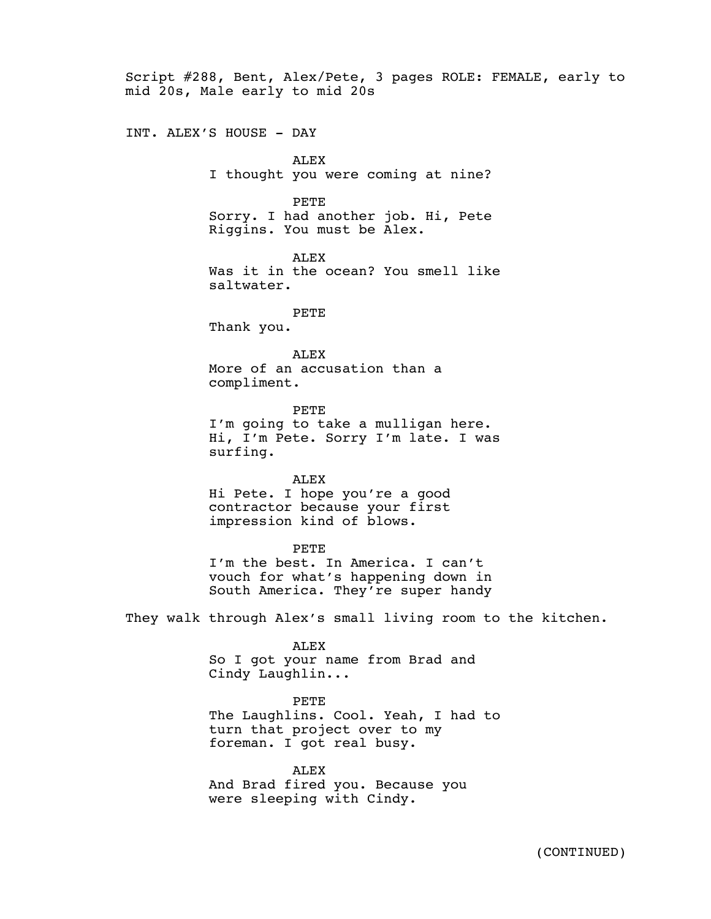Script #288, Bent, Alex/Pete, 3 pages ROLE: FEMALE, early to mid 20s, Male early to mid 20s

INT. ALEX'S HOUSE - DAY

ALEX
I thought you were coming at nine?

PETE
Sorry. I had another job. Hi, Pete Riggins. You must be Alex.

ALEX
Was it in the ocean? You smell like saltwater.

PETE
Thank you.

ALEX
More of an accusation than a compliment.

PETE
I'm going to take a mulligan here. Hi, I'm Pete. Sorry I'm late. I was surfing.

ALEX
Hi Pete. I hope you're a good contractor because your first impression kind of blows.

PETE
I'm the best. In America. I can't vouch for what's happening down in South America. They're super handy

They walk through Alex's small living room to the kitchen.

ALEX
So I got your name from Brad and Cindy Laughlin...

PETE
The Laughlins. Cool. Yeah, I had to turn that project over to my foreman. I got real busy.

ALEX
And Brad fired you. Because you were sleeping with Cindy.

(CONTINUED)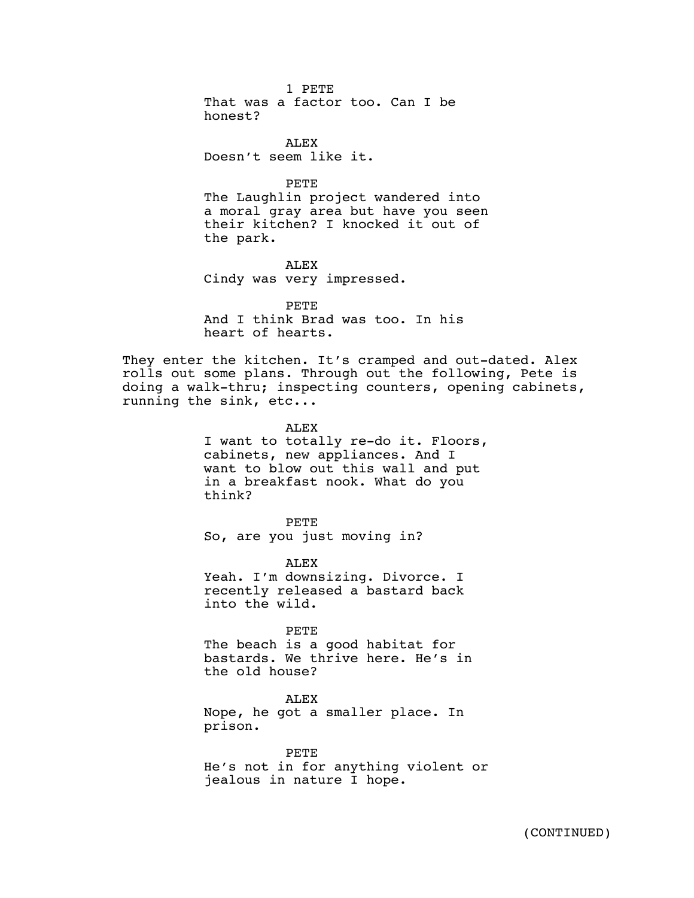1 PETE
That was a factor too. Can I be honest?

ALEX
Doesn't seem like it.

PETE
The Laughlin project wandered into a moral gray area but have you seen their kitchen? I knocked it out of the park.

ALEX
Cindy was very impressed.

PETE
And I think Brad was too. In his heart of hearts.

They enter the kitchen. It's cramped and out-dated. Alex rolls out some plans. Through out the following, Pete is doing a walk-thru; inspecting counters, opening cabinets, running the sink, etc...

ALEX
I want to totally re-do it. Floors, cabinets, new appliances. And I want to blow out this wall and put in a breakfast nook. What do you think?

PETE
So, are you just moving in?

ALEX
Yeah. I'm downsizing. Divorce. I recently released a bastard back into the wild.

PETE
The beach is a good habitat for bastards. We thrive here. He's in the old house?

ALEX
Nope, he got a smaller place. In prison.

PETE
He's not in for anything violent or jealous in nature I hope.

(CONTINUED)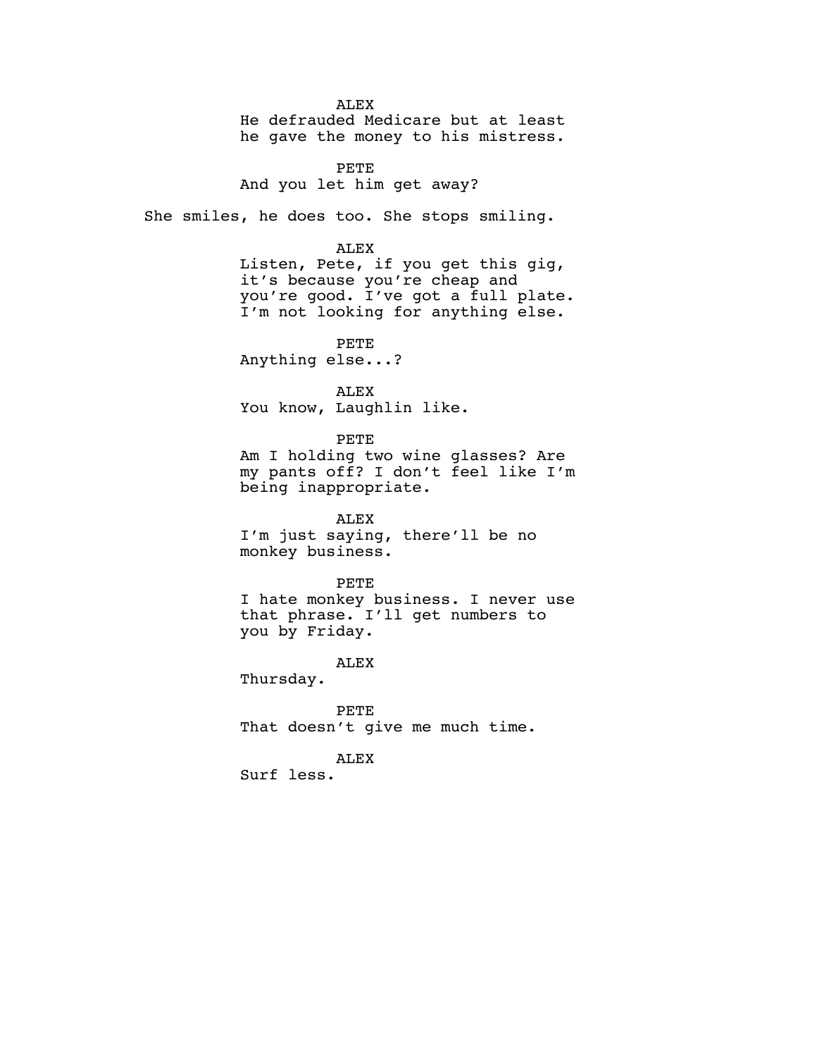ALEX
He defrauded Medicare but at least he gave the money to his mistress.

PETE
And you let him get away?

She smiles, he does too. She stops smiling.

ALEX
Listen, Pete, if you get this gig, it's because you're cheap and you're good. I've got a full plate. I'm not looking for anything else.

PETE
Anything else...?

ALEX
You know, Laughlin like.

PETE
Am I holding two wine glasses? Are my pants off? I don't feel like I'm being inappropriate.

ALEX
I'm just saying, there'll be no monkey business.

PETE
I hate monkey business. I never use that phrase. I'll get numbers to you by Friday.

ALEX
Thursday.

PETE
That doesn't give me much time.

ALEX
Surf less.